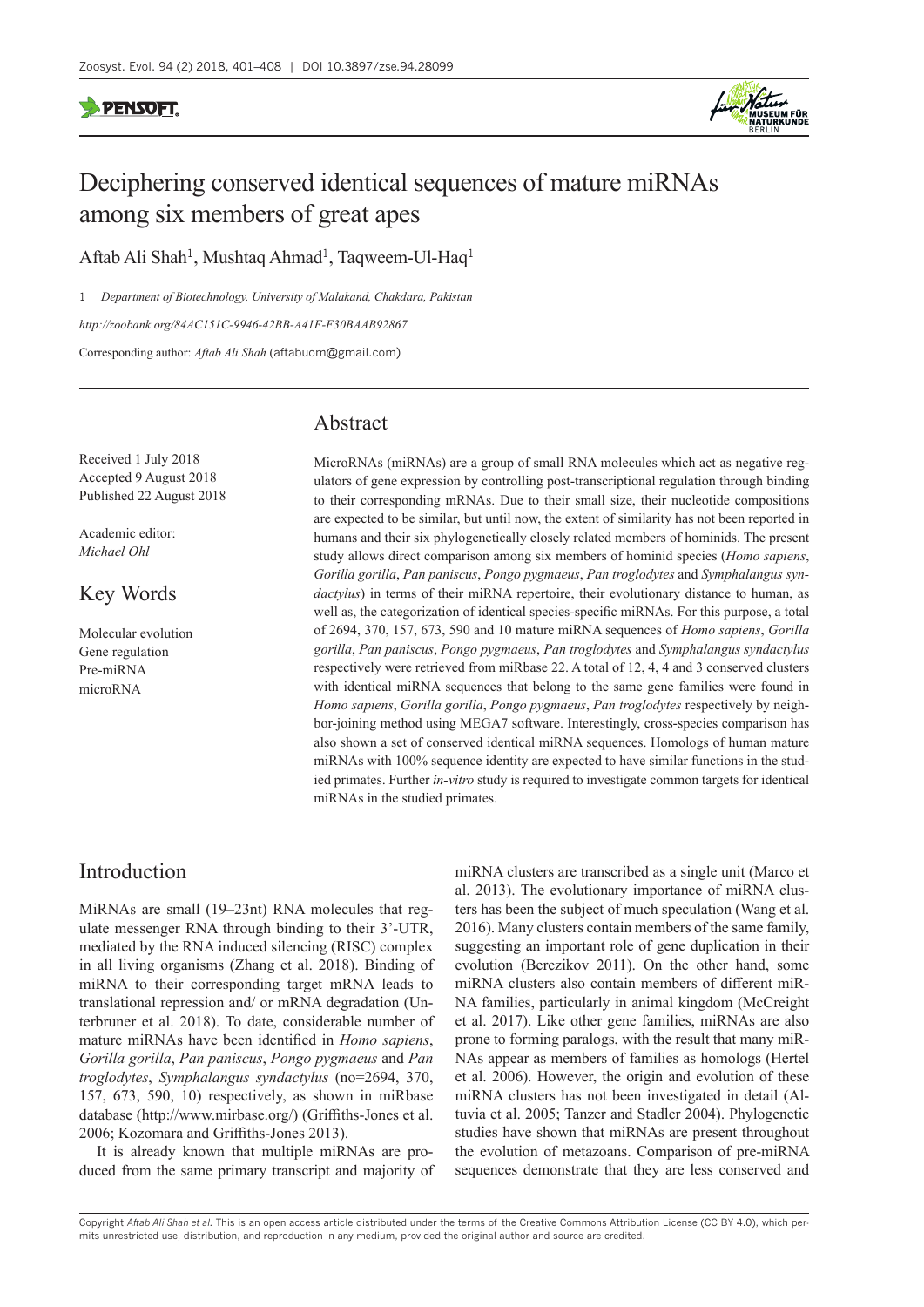# Deciphering conserved identical sequences of mature miRNAs among six members of great apes

Aftab Ali Shah[1], Mushtaq Ahmad[1], Taqweem-Ul-Haq[1]

1 *Department of Biotechnology, University of Malakand, Chakdara, Pakistan*

*http://zoobank.org/84AC151C-9946-42BB-A41F-F30BAAB92867*

Corresponding author: *Aftab Ali Shah* (aftabuom@gmail.com)

Received 1 July 2018
Accepted 9 August 2018
Published 22 August 2018

Academic editor: *Michael Ohl*

## Key Words

Molecular evolution
Gene regulation
Pre-miRNA
microRNA

## Abstract

MicroRNAs (miRNAs) are a group of small RNA molecules which act as negative regulators of gene expression by controlling post-transcriptional regulation through binding to their corresponding mRNAs. Due to their small size, their nucleotide compositions are expected to be similar, but until now, the extent of similarity has not been reported in humans and their six phylogenetically closely related members of hominids. The present study allows direct comparison among six members of hominid species (*Homo sapiens*, *Gorilla gorilla*, *Pan paniscus*, *Pongo pygmaeus*, *Pan troglodytes* and *Symphalangus syndactylus*) in terms of their miRNA repertoire, their evolutionary distance to human, as well as, the categorization of identical species-specific miRNAs. For this purpose, a total of 2694, 370, 157, 673, 590 and 10 mature miRNA sequences of *Homo sapiens*, *Gorilla gorilla*, *Pan paniscus*, *Pongo pygmaeus*, *Pan troglodytes* and *Symphalangus syndactylus* respectively were retrieved from miRbase 22. A total of 12, 4, 4 and 3 conserved clusters with identical miRNA sequences that belong to the same gene families were found in *Homo sapiens*, *Gorilla gorilla*, *Pongo pygmaeus*, *Pan troglodytes* respectively by neighbor-joining method using MEGA7 software. Interestingly, cross-species comparison has also shown a set of conserved identical miRNA sequences. Homologs of human mature miRNAs with 100% sequence identity are expected to have similar functions in the studied primates. Further *in-vitro* study is required to investigate common targets for identical miRNAs in the studied primates.

## Introduction

MiRNAs are small (19–23nt) RNA molecules that regulate messenger RNA through binding to their 3'-UTR, mediated by the RNA induced silencing (RISC) complex in all living organisms (Zhang et al. 2018). Binding of miRNA to their corresponding target mRNA leads to translational repression and/ or mRNA degradation (Unterbruner et al. 2018). To date, considerable number of mature miRNAs have been identified in *Homo sapiens*, *Gorilla gorilla*, *Pan paniscus*, *Pongo pygmaeus* and *Pan troglodytes*, *Symphalangus syndactylus* (no=2694, 370, 157, 673, 590, 10) respectively, as shown in miRbase database (http://www.mirbase.org/) (Griffiths-Jones et al. 2006; Kozomara and Griffiths-Jones 2013).

It is already known that multiple miRNAs are produced from the same primary transcript and majority of miRNA clusters are transcribed as a single unit (Marco et al. 2013). The evolutionary importance of miRNA clusters has been the subject of much speculation (Wang et al. 2016). Many clusters contain members of the same family, suggesting an important role of gene duplication in their evolution (Berezikov 2011). On the other hand, some miRNA clusters also contain members of different miRNA families, particularly in animal kingdom (McCreight et al. 2017). Like other gene families, miRNAs are also prone to forming paralogs, with the result that many miRNAs appear as members of families as homologs (Hertel et al. 2006). However, the origin and evolution of these miRNA clusters has not been investigated in detail (Altuvia et al. 2005; Tanzer and Stadler 2004). Phylogenetic studies have shown that miRNAs are present throughout the evolution of metazoans. Comparison of pre-miRNA sequences demonstrate that they are less conserved and

Copyright *Aftab Ali Shah et al.* This is an open access article distributed under the terms of the Creative Commons Attribution License (CC BY 4.0), which permits unrestricted use, distribution, and reproduction in any medium, provided the original author and source are credited.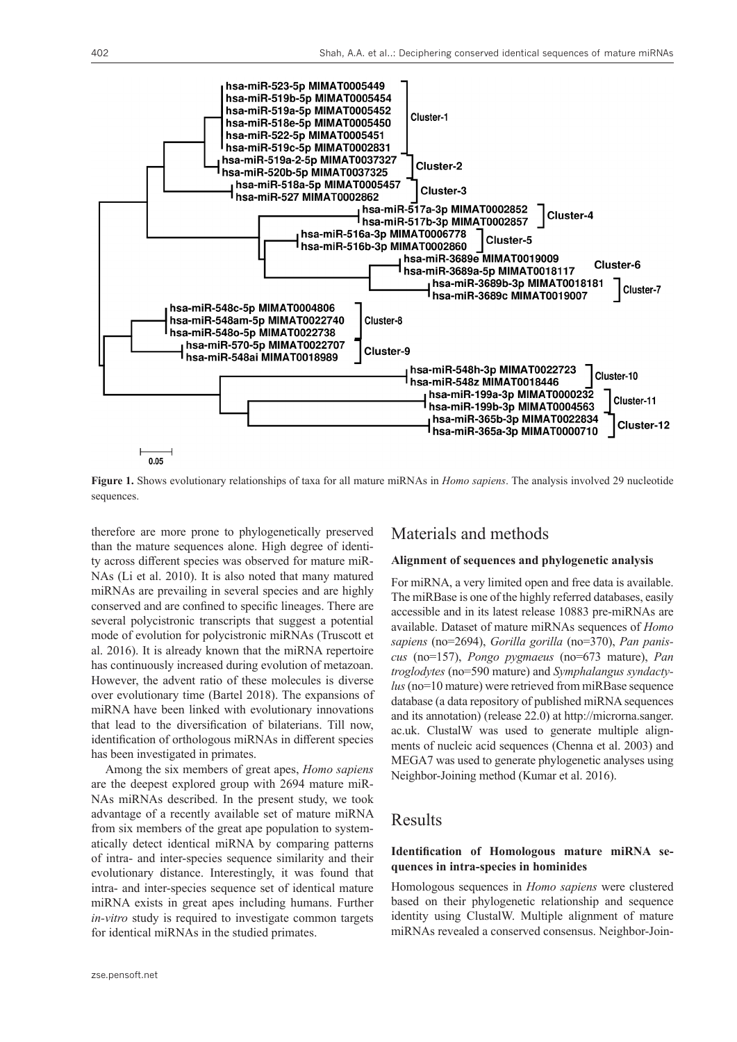**Figure 1.** Shows evolutionary relationships of taxa for all mature miRNAs in *Homo sapiens*. The analysis involved 29 nucleotide sequences.

therefore are more prone to phylogenetically preserved than the mature sequences alone. High degree of identity across different species was observed for mature miRNAs (Li et al. 2010). It is also noted that many matured miRNAs are prevailing in several species and are highly conserved and are confined to specific lineages. There are several polycistronic transcripts that suggest a potential mode of evolution for polycistronic miRNAs (Truscott et al. 2016). It is already known that the miRNA repertoire has continuously increased during evolution of metazoan. However, the advent ratio of these molecules is diverse over evolutionary time (Bartel 2018). The expansions of miRNA have been linked with evolutionary innovations that lead to the diversification of bilaterians. Till now, identification of orthologous miRNAs in different species has been investigated in primates.

Among the six members of great apes, *Homo sapiens* are the deepest explored group with 2694 mature miRNAs miRNAs described. In the present study, we took advantage of a recently available set of mature miRNA from six members of the great ape population to systematically detect identical miRNA by comparing patterns of intra- and inter-species sequence similarity and their evolutionary distance. Interestingly, it was found that intra- and inter-species sequence set of identical mature miRNA exists in great apes including humans. Further *in-vitro* study is required to investigate common targets for identical miRNAs in the studied primates.

## Materials and methods

### Alignment of sequences and phylogenetic analysis

For miRNA, a very limited open and free data is available. The miRBase is one of the highly referred databases, easily accessible and in its latest release 10883 pre-miRNAs are available. Dataset of mature miRNAs sequences of *Homo sapiens* (no=2694), *Gorilla gorilla* (no=370), *Pan paniscus* (no=157), *Pongo pygmaeus* (no=673 mature), *Pan troglodytes* (no=590 mature) and *Symphalangus syndactylus* (no=10 mature) were retrieved from miRBase sequence database (a data repository of published miRNA sequences and its annotation) (release 22.0) at http://microrna.sanger.ac.uk. ClustalW was used to generate multiple alignments of nucleic acid sequences (Chenna et al. 2003) and MEGA7 was used to generate phylogenetic analyses using Neighbor-Joining method (Kumar et al. 2016).

## Results

### Identification of Homologous mature miRNA sequences in intra-species in hominides

Homologous sequences in *Homo sapiens* were clustered based on their phylogenetic relationship and sequence identity using ClustalW. Multiple alignment of mature miRNAs revealed a conserved consensus. Neighbor-Join-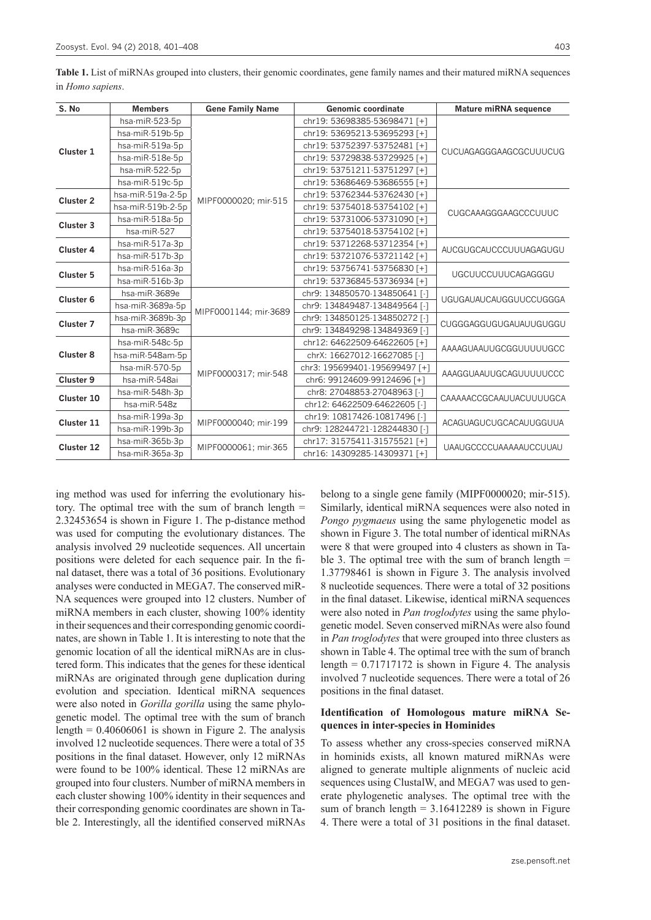**Table 1.** List of miRNAs grouped into clusters, their genomic coordinates, gene family names and their matured miRNA sequences in *Homo sapiens*.

| S. No | Members | Gene Family Name | Genomic coordinate | Mature miRNA sequence |
|---|---|---|---|---|
| Cluster 1 | hsa-miR-523-5p | MIPF0000020; mir-515 | chr19: 53698385-53698471 [+] | CUCUAGAGGGAAGCGCUUUCUG |
| | hsa-miR-519b-5p | | chr19: 53695213-53695293 [+] | |
| | hsa-miR-519a-5p | | chr19: 53752397-53752481 [+] | |
| | hsa-miR-518e-5p | | chr19: 53729838-53729925 [+] | |
| | hsa-miR-522-5p | | chr19: 53751211-53751297 [+] | |
| | hsa-miR-519c-5p | | chr19: 53686469-53686555 [+] | |
| Cluster 2 | hsa-miR-519a-2-5p | | chr19: 53762344-53762430 [+] | CUGCAAAGGGAAGCCCUUUC |
| | hsa-miR-519b-2-5p | | chr19: 53754018-53754102 [+] | |
| Cluster 3 | hsa-miR-518a-5p | | chr19: 53731006-53731090 [+] | |
| | hsa-miR-527 | | chr19: 53754018-53754102 [+] | |
| Cluster 4 | hsa-miR-517a-3p | | chr19: 53712268-53712354 [+] | AUCGUGCAUCCCUUUAGAGUGU |
| | hsa-miR-517b-3p | | chr19: 53721076-53721142 [+] | |
| Cluster 5 | hsa-miR-516a-3p | | chr19: 53756741-53756830 [+] | UGCUUCCUUUCAGAGGGU |
| | hsa-miR-516b-3p | | chr19: 53736845-53736934 [+] | |
| Cluster 6 | hsa-miR-3689e | MIPF0001144; mir-3689 | chr9: 134850570-134850641 [-] | UGUGAUAUCAUGGUUCCUGGGA |
| | hsa-miR-3689a-5p | | chr9: 134849487-134849564 [-] | |
| Cluster 7 | hsa-miR-3689b-3p | | chr9: 134850125-134850272 [-] | CUGGGAGGUGUGAUAUUGUGGU |
| | hsa-miR-3689c | | chr9: 134849298-134849369 [-] | |
| Cluster 8 | hsa-miR-548c-5p | MIPF0000317; mir-548 | chr12: 64622509-64622605 [+] | AAAAGUAAUUGCGGUUUUUGCC |
| | hsa-miR-548am-5p | | chrX: 16627012-16627085 [-] | |
| | hsa-miR-570-5p | | chr3: 195699401-195699497 [+] | AAAGGUAAUUGCAGUUUUUCCC |
| Cluster 9 | hsa-miR-548ai | | chr6: 99124609-99124696 [+] | |
| Cluster 10 | hsa-miR-548h-3p | | chr8: 27048853-27048963 [-] | CAAAAACCGCAAUUACUUUUGCA |
| | hsa-miR-548z | | chr12: 64622509-64622605 [-] | |
| Cluster 11 | hsa-miR-199a-3p | MIPF0000040; mir-199 | chr19: 10817426-10817496 [-] | ACAGUAGUCUGCACAUUGGUUA |
| | hsa-miR-199b-3p | | chr9: 128244721-128244830 [-] | |
| Cluster 12 | hsa-miR-365b-3p | MIPF0000061; mir-365 | chr17: 31575411-31575521 [+] | UAAUGCCCCUAAAAAUCCUUAU |
| | hsa-miR-365a-3p | | chr16: 14309285-14309371 [+] | |

ing method was used for inferring the evolutionary history. The optimal tree with the sum of branch length = 2.32453654 is shown in Figure 1. The p-distance method was used for computing the evolutionary distances. The analysis involved 29 nucleotide sequences. All uncertain positions were deleted for each sequence pair. In the final dataset, there was a total of 36 positions. Evolutionary analyses were conducted in MEGA7. The conserved miRNA sequences were grouped into 12 clusters. Number of miRNA members in each cluster, showing 100% identity in their sequences and their corresponding genomic coordinates, are shown in Table 1. It is interesting to note that the genomic location of all the identical miRNAs are in clustered form. This indicates that the genes for these identical miRNAs are originated through gene duplication during evolution and speciation. Identical miRNA sequences were also noted in *Gorilla gorilla* using the same phylogenetic model. The optimal tree with the sum of branch length = 0.40606061 is shown in Figure 2. The analysis involved 12 nucleotide sequences. There were a total of 35 positions in the final dataset. However, only 12 miRNAs were found to be 100% identical. These 12 miRNAs are grouped into four clusters. Number of miRNA members in each cluster showing 100% identity in their sequences and their corresponding genomic coordinates are shown in Table 2. Interestingly, all the identified conserved miRNAs belong to a single gene family (MIPF0000020; mir-515). Similarly, identical miRNA sequences were also noted in *Pongo pygmaeus* using the same phylogenetic model as shown in Figure 3. The total number of identical miRNAs were 8 that were grouped into 4 clusters as shown in Table 3. The optimal tree with the sum of branch length = 1.37798461 is shown in Figure 3. The analysis involved 8 nucleotide sequences. There were a total of 32 positions in the final dataset. Likewise, identical miRNA sequences were also noted in *Pan troglodytes* using the same phylogenetic model. Seven conserved miRNAs were also found in *Pan troglodytes* that were grouped into three clusters as shown in Table 4. The optimal tree with the sum of branch length = 0.71717172 is shown in Figure 4. The analysis involved 7 nucleotide sequences. There were a total of 26 positions in the final dataset.

### Identification of Homologous mature miRNA Sequences in inter-species in Hominides

To assess whether any cross-species conserved miRNA in hominids exists, all known matured miRNAs were aligned to generate multiple alignments of nucleic acid sequences using ClustalW, and MEGA7 was used to generate phylogenetic analyses. The optimal tree with the sum of branch length = 3.16412289 is shown in Figure 4. There were a total of 31 positions in the final dataset.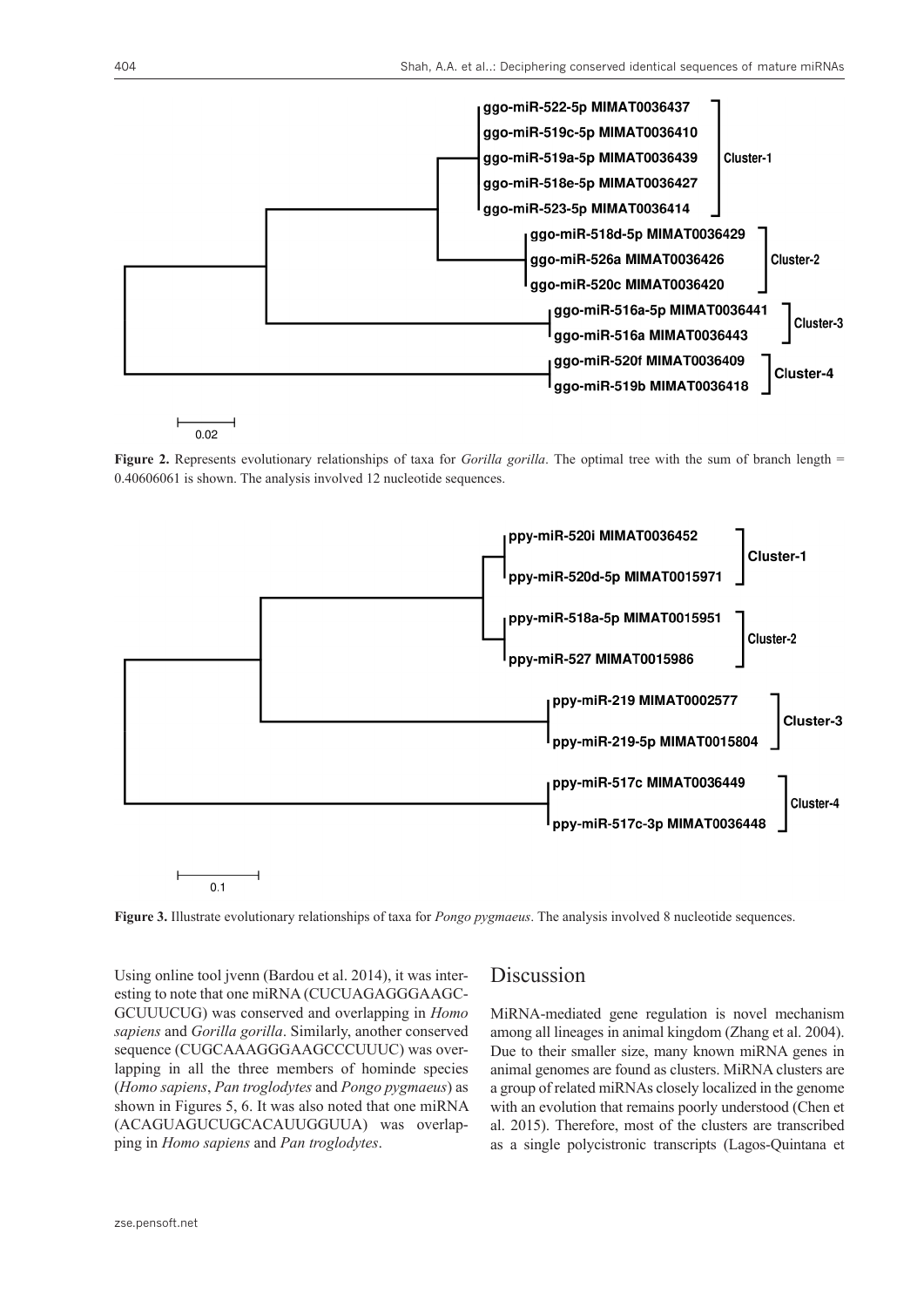**Figure 2.** Represents evolutionary relationships of taxa for *Gorilla gorilla*. The optimal tree with the sum of branch length = 0.40606061 is shown. The analysis involved 12 nucleotide sequences.

**Figure 3.** Illustrate evolutionary relationships of taxa for *Pongo pygmaeus*. The analysis involved 8 nucleotide sequences.

Using online tool jvenn (Bardou et al. 2014), it was interesting to note that one miRNA (CUCUAGAGGGAAGCGCUUUCUG) was conserved and overlapping in *Homo sapiens* and *Gorilla gorilla*. Similarly, another conserved sequence (CUGCAAAGGGAAGCCCUUUC) was overlapping in all the three members of hominde species (*Homo sapiens*, *Pan troglodytes* and *Pongo pygmaeus*) as shown in Figures 5, 6. It was also noted that one miRNA (ACAGUAGUCUGCACAUUGGUUA) was overlapping in *Homo sapiens* and *Pan troglodytes*.

## Discussion

MiRNA-mediated gene regulation is novel mechanism among all lineages in animal kingdom (Zhang et al. 2004). Due to their smaller size, many known miRNA genes in animal genomes are found as clusters. MiRNA clusters are a group of related miRNAs closely localized in the genome with an evolution that remains poorly understood (Chen et al. 2015). Therefore, most of the clusters are transcribed as a single polycistronic transcripts (Lagos-Quintana et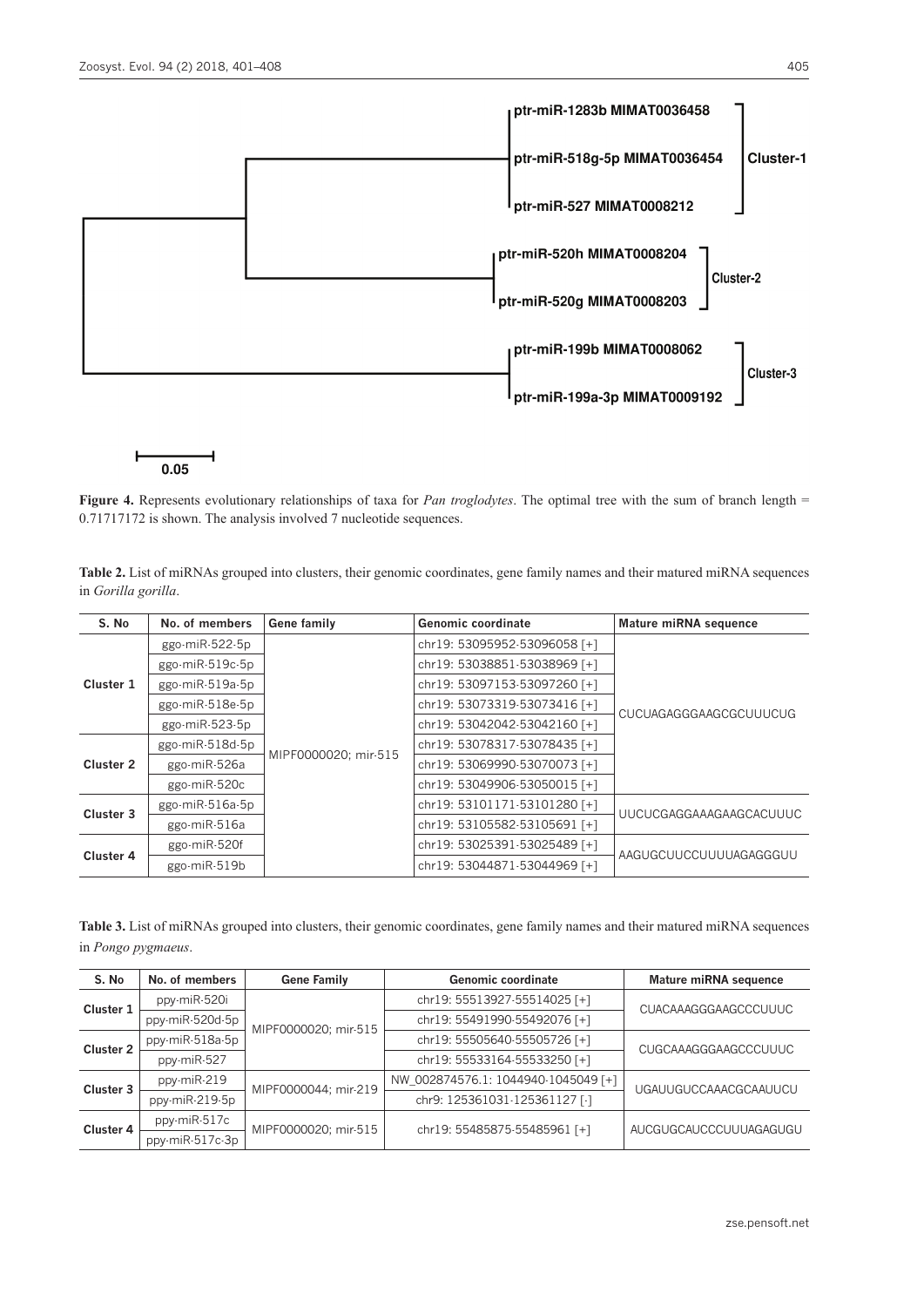**Figure 4.** Represents evolutionary relationships of taxa for *Pan troglodytes*. The optimal tree with the sum of branch length = 0.71717172 is shown. The analysis involved 7 nucleotide sequences.

**Table 2.** List of miRNAs grouped into clusters, their genomic coordinates, gene family names and their matured miRNA sequences in *Gorilla gorilla*.

| S. No | No. of members | Gene family | Genomic coordinate | Mature miRNA sequence |
|---|---|---|---|---|
| Cluster 1 | ggo-miR-522-5p | MIPF0000020; mir-515 | chr19: 53095952-53096058 [+] | CUCUAGAGGGAAGCGCUUUCUG |
| | ggo-miR-519c-5p | | chr19: 53038851-53038969 [+] | |
| | ggo-miR-519a-5p | | chr19: 53097153-53097260 [+] | |
| | ggo-miR-518e-5p | | chr19: 53073319-53073416 [+] | |
| | ggo-miR-523-5p | | chr19: 53042042-53042160 [+] | |
| Cluster 2 | ggo-miR-518d-5p | | chr19: 53078317-53078435 [+] | |
| | ggo-miR-526a | | chr19: 53069990-53070073 [+] | |
| | ggo-miR-520c | | chr19: 53049906-53050015 [+] | |
| Cluster 3 | ggo-miR-516a-5p | | chr19: 53101171-53101280 [+] | UUCUCGAGGAAAGAAGCACUUUC |
| | ggo-miR-516a | | chr19: 53105582-53105691 [+] | |
| Cluster 4 | ggo-miR-520f | | chr19: 53025391-53025489 [+] | AAGUGCUUCCUUUUAGAGGGUU |
| | ggo-miR-519b | | chr19: 53044871-53044969 [+] | |

**Table 3.** List of miRNAs grouped into clusters, their genomic coordinates, gene family names and their matured miRNA sequences in *Pongo pygmaeus*.

| S. No | No. of members | Gene Family | Genomic coordinate | Mature miRNA sequence |
|---|---|---|---|---|
| Cluster 1 | ppy-miR-520i | MIPF0000020; mir-515 | chr19: 55513927-55514025 [+] | CUACAAAGGGAAGCCCUUUC |
| | ppy-miR-520d-5p | | chr19: 55491990-55492076 [+] | |
| Cluster 2 | ppy-miR-518a-5p | | chr19: 55505640-55505726 [+] | CUGCAAAGGGAAGCCCUUUC |
| | ppy-miR-527 | | chr19: 55533164-55533250 [+] | |
| Cluster 3 | ppy-miR-219 | MIPF0000044; mir-219 | NW_002874576.1: 1044940-1045049 [+] | UGAUUGUCCAAACGCAAUUCU |
| | ppy-miR-219-5p | | chr9: 125361031-125361127 [-] | |
| Cluster 4 | ppy-miR-517c | MIPF0000020; mir-515 | chr19: 55485875-55485961 [+] | AUCGUGCAUCCCUUUAGAGUGU |
| | ppy-miR-517c-3p | | | |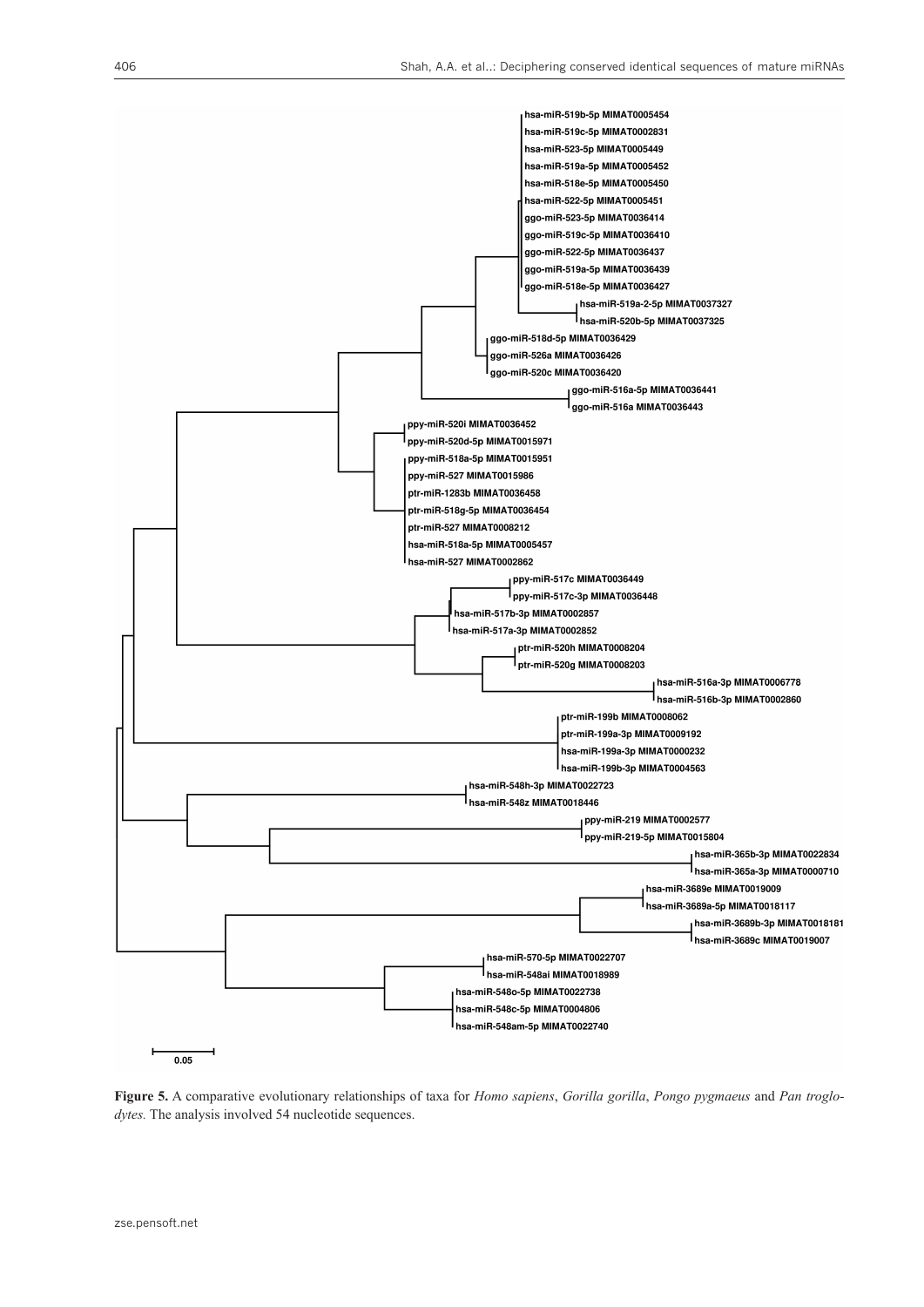hsa-miR-519b-5p MIMAT0005454
hsa-miR-519c-5p MIMAT0002831
hsa-miR-523-5p MIMAT0005449
hsa-miR-519a-5p MIMAT0005452
hsa-miR-518e-5p MIMAT0005450
hsa-miR-522-5p MIMAT0005451
ggo-miR-523-5p MIMAT0036414
ggo-miR-519c-5p MIMAT0036410
ggo-miR-522-5p MIMAT0036437
ggo-miR-519a-5p MIMAT0036439
ggo-miR-518e-5p MIMAT0036427
hsa-miR-519a-2-5p MIMAT0037327
hsa-miR-520b-5p MIMAT0037325
ggo-miR-518d-5p MIMAT0036429
ggo-miR-526a MIMAT0036426
ggo-miR-520c MIMAT0036420
ggo-miR-516a-5p MIMAT0036441
ggo-miR-516a MIMAT0036443
ppy-miR-520i MIMAT0036452
ppy-miR-520d-5p MIMAT0015971
ppy-miR-518a-5p MIMAT0015951
ppy-miR-527 MIMAT0015986
ptr-miR-1283b MIMAT0036458
ptr-miR-518g-5p MIMAT0036454
ptr-miR-527 MIMAT0008212
hsa-miR-518a-5p MIMAT0005457
hsa-miR-527 MIMAT0002862
ppy-miR-517c MIMAT0036449
ppy-miR-517c-3p MIMAT0036448
hsa-miR-517b-3p MIMAT0002857
hsa-miR-517a-3p MIMAT0002852
ptr-miR-520h MIMAT0008204
ptr-miR-520g MIMAT0008203
hsa-miR-516a-3p MIMAT0006778
hsa-miR-516b-3p MIMAT0002860
ptr-miR-199b MIMAT0008062
ptr-miR-199a-3p MIMAT0009192
hsa-miR-199a-3p MIMAT0000232
hsa-miR-199b-3p MIMAT0004563
hsa-miR-548h-3p MIMAT0022723
hsa-miR-548z MIMAT0018446
ppy-miR-219 MIMAT0002577
ppy-miR-219-5p MIMAT0015804
hsa-miR-365b-3p MIMAT0022834
hsa-miR-365a-3p MIMAT0000710
hsa-miR-3689e MIMAT0019009
hsa-miR-3689a-5p MIMAT0018117
hsa-miR-3689b-3p MIMAT0018181
hsa-miR-3689c MIMAT0019007
hsa-miR-570-5p MIMAT0022707
hsa-miR-548ai MIMAT0018989
hsa-miR-548o-5p MIMAT0022738
hsa-miR-548c-5p MIMAT0004806
hsa-miR-548am-5p MIMAT0022740

0.05

**Figure 5.** A comparative evolutionary relationships of taxa for *Homo sapiens*, *Gorilla gorilla*, *Pongo pygmaeus* and *Pan troglodytes.* The analysis involved 54 nucleotide sequences.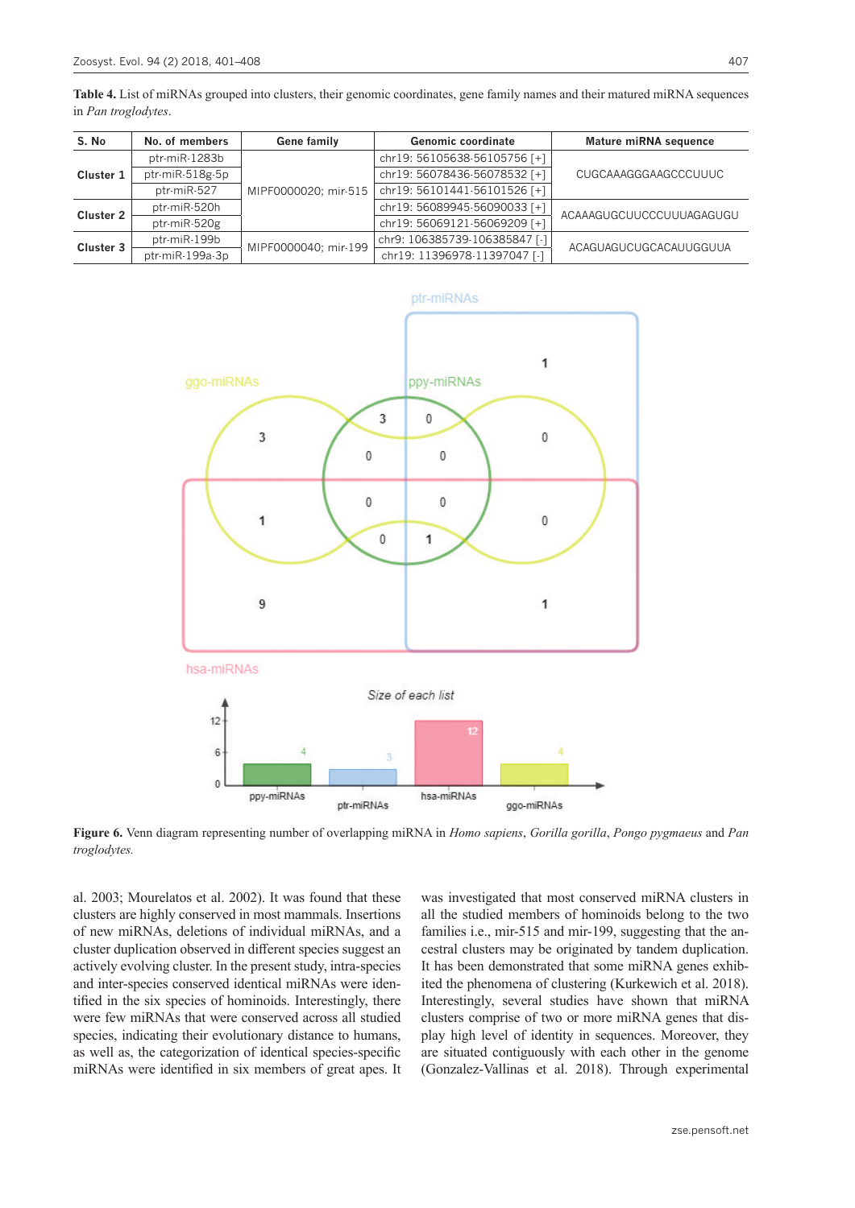**Table 4.** List of miRNAs grouped into clusters, their genomic coordinates, gene family names and their matured miRNA sequences in *Pan troglodytes*.

| S. No | No. of members | Gene family | Genomic coordinate | Mature miRNA sequence |
|---|---|---|---|---|
| Cluster 1 | ptr-miR-1283b | MIPF0000020; mir-515 | chr19: 56105638-56105756 [+] | CUGCAAAGGGAAGCCCUUUC |
| | ptr-miR-518g-5p | | chr19: 56078436-56078532 [+] | |
| | ptr-miR-527 | | chr19: 56101441-56101526 [+] | |
| Cluster 2 | ptr-miR-520h | | chr19: 56089945-56090033 [+] | ACAAAGUGCUUCCCUUUAGAGUGU |
| | ptr-miR-520g | | chr19: 56069121-56069209 [+] | |
| Cluster 3 | ptr-miR-199b | MIPF0000040; mir-199 | chr9: 106385739-106385847 [-] | ACAGUAGUCUGCACAUUGGUUA |
| | ptr-miR-199a-3p | | chr19: 11396978-11397047 [-] | |

**Figure 6.** Venn diagram representing number of overlapping miRNA in *Homo sapiens*, *Gorilla gorilla*, *Pongo pygmaeus* and *Pan troglodytes*.

al. 2003; Mourelatos et al. 2002). It was found that these clusters are highly conserved in most mammals. Insertions of new miRNAs, deletions of individual miRNAs, and a cluster duplication observed in different species suggest an actively evolving cluster. In the present study, intra-species and inter-species conserved identical miRNAs were identified in the six species of hominoids. Interestingly, there were few miRNAs that were conserved across all studied species, indicating their evolutionary distance to humans, as well as, the categorization of identical species-specific miRNAs were identified in six members of great apes. It was investigated that most conserved miRNA clusters in all the studied members of hominoids belong to the two families i.e., mir-515 and mir-199, suggesting that the ancestral clusters may be originated by tandem duplication. It has been demonstrated that some miRNA genes exhibited the phenomena of clustering (Kurkewich et al. 2018). Interestingly, several studies have shown that miRNA clusters comprise of two or more miRNA genes that display high level of identity in sequences. Moreover, they are situated contiguously with each other in the genome (Gonzalez-Vallinas et al. 2018). Through experimental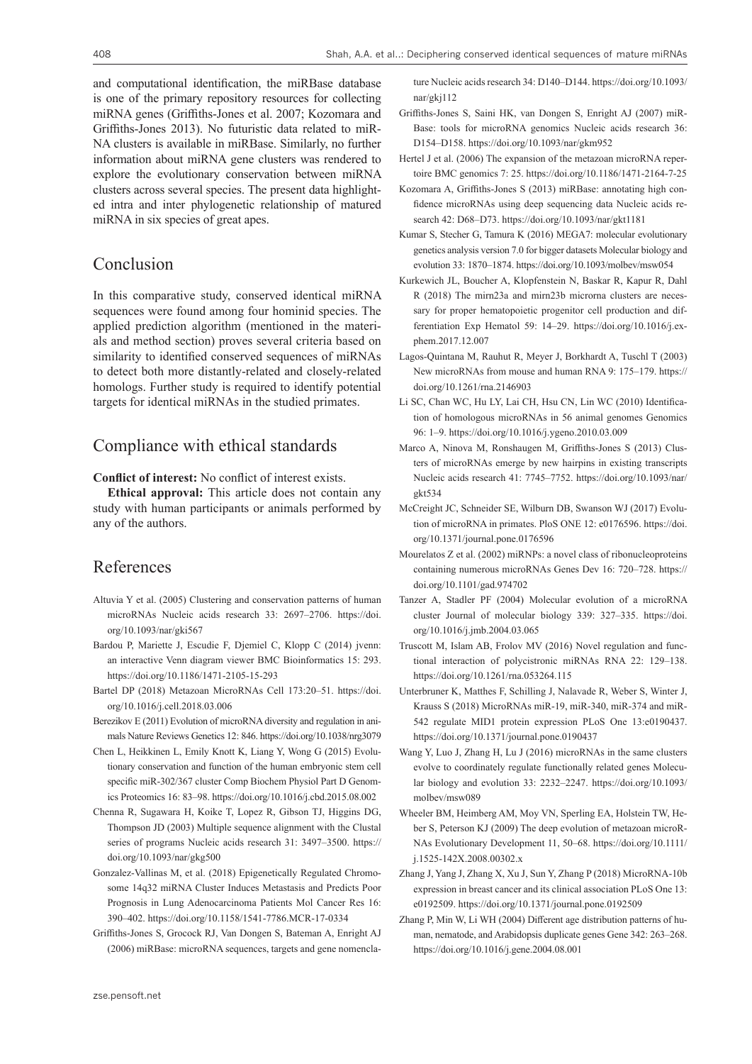and computational identification, the miRBase database is one of the primary repository resources for collecting miRNA genes (Griffiths-Jones et al. 2007; Kozomara and Griffiths-Jones 2013). No futuristic data related to miRNA clusters is available in miRBase. Similarly, no further information about miRNA gene clusters was rendered to explore the evolutionary conservation between miRNA clusters across several species. The present data highlighted intra and inter phylogenetic relationship of matured miRNA in six species of great apes.

## Conclusion

In this comparative study, conserved identical miRNA sequences were found among four hominid species. The applied prediction algorithm (mentioned in the materials and method section) proves several criteria based on similarity to identified conserved sequences of miRNAs to detect both more distantly-related and closely-related homologs. Further study is required to identify potential targets for identical miRNAs in the studied primates.

## Compliance with ethical standards

**Conflict of interest:** No conflict of interest exists.

**Ethical approval:** This article does not contain any study with human participants or animals performed by any of the authors.

## References

Altuvia Y et al. (2005) Clustering and conservation patterns of human microRNAs Nucleic acids research 33: 2697–2706. https://doi.org/10.1093/nar/gki567

Bardou P, Mariette J, Escudie F, Djemiel C, Klopp C (2014) jvenn: an interactive Venn diagram viewer BMC Bioinformatics 15: 293. https://doi.org/10.1186/1471-2105-15-293

Bartel DP (2018) Metazoan MicroRNAs Cell 173:20–51. https://doi.org/10.1016/j.cell.2018.03.006

Berezikov E (2011) Evolution of microRNA diversity and regulation in animals Nature Reviews Genetics 12: 846. https://doi.org/10.1038/nrg3079

Chen L, Heikkinen L, Emily Knott K, Liang Y, Wong G (2015) Evolutionary conservation and function of the human embryonic stem cell specific miR-302/367 cluster Comp Biochem Physiol Part D Genomics Proteomics 16: 83–98. https://doi.org/10.1016/j.cbd.2015.08.002

Chenna R, Sugawara H, Koike T, Lopez R, Gibson TJ, Higgins DG, Thompson JD (2003) Multiple sequence alignment with the Clustal series of programs Nucleic acids research 31: 3497–3500. https://doi.org/10.1093/nar/gkg500

Gonzalez-Vallinas M, et al. (2018) Epigenetically Regulated Chromosome 14q32 miRNA Cluster Induces Metastasis and Predicts Poor Prognosis in Lung Adenocarcinoma Patients Mol Cancer Res 16: 390–402. https://doi.org/10.1158/1541-7786.MCR-17-0334

Griffiths-Jones S, Grocock RJ, Van Dongen S, Bateman A, Enright AJ (2006) miRBase: microRNA sequences, targets and gene nomenclature Nucleic acids research 34: D140–D144. https://doi.org/10.1093/nar/gkj112

Griffiths-Jones S, Saini HK, van Dongen S, Enright AJ (2007) miRBase: tools for microRNA genomics Nucleic acids research 36: D154–D158. https://doi.org/10.1093/nar/gkm952

Hertel J et al. (2006) The expansion of the metazoan microRNA repertoire BMC genomics 7: 25. https://doi.org/10.1186/1471-2164-7-25

Kozomara A, Griffiths-Jones S (2013) miRBase: annotating high confidence microRNAs using deep sequencing data Nucleic acids research 42: D68–D73. https://doi.org/10.1093/nar/gkt1181

Kumar S, Stecher G, Tamura K (2016) MEGA7: molecular evolutionary genetics analysis version 7.0 for bigger datasets Molecular biology and evolution 33: 1870–1874. https://doi.org/10.1093/molbev/msw054

Kurkewich JL, Boucher A, Klopfenstein N, Baskar R, Kapur R, Dahl R (2018) The mirn23a and mirn23b microrna clusters are necessary for proper hematopoietic progenitor cell production and differentiation Exp Hematol 59: 14–29. https://doi.org/10.1016/j.exphem.2017.12.007

Lagos-Quintana M, Rauhut R, Meyer J, Borkhardt A, Tuschl T (2003) New microRNAs from mouse and human RNA 9: 175–179. https://doi.org/10.1261/rna.2146903

Li SC, Chan WC, Hu LY, Lai CH, Hsu CN, Lin WC (2010) Identification of homologous microRNAs in 56 animal genomes Genomics 96: 1–9. https://doi.org/10.1016/j.ygeno.2010.03.009

Marco A, Ninova M, Ronshaugen M, Griffiths-Jones S (2013) Clusters of microRNAs emerge by new hairpins in existing transcripts Nucleic acids research 41: 7745–7752. https://doi.org/10.1093/nar/gkt534

McCreight JC, Schneider SE, Wilburn DB, Swanson WJ (2017) Evolution of microRNA in primates. PloS ONE 12: e0176596. https://doi.org/10.1371/journal.pone.0176596

Mourelatos Z et al. (2002) miRNPs: a novel class of ribonucleoproteins containing numerous microRNAs Genes Dev 16: 720–728. https://doi.org/10.1101/gad.974702

Tanzer A, Stadler PF (2004) Molecular evolution of a microRNA cluster Journal of molecular biology 339: 327–335. https://doi.org/10.1016/j.jmb.2004.03.065

Truscott M, Islam AB, Frolov MV (2016) Novel regulation and functional interaction of polycistronic miRNAs RNA 22: 129–138. https://doi.org/10.1261/rna.053264.115

Unterbruner K, Matthes F, Schilling J, Nalavade R, Weber S, Winter J, Krauss S (2018) MicroRNAs miR-19, miR-340, miR-374 and miR-542 regulate MID1 protein expression PLoS One 13:e0190437. https://doi.org/10.1371/journal.pone.0190437

Wang Y, Luo J, Zhang H, Lu J (2016) microRNAs in the same clusters evolve to coordinately regulate functionally related genes Molecular biology and evolution 33: 2232–2247. https://doi.org/10.1093/molbev/msw089

Wheeler BM, Heimberg AM, Moy VN, Sperling EA, Holstein TW, Heber S, Peterson KJ (2009) The deep evolution of metazoan microRNAs Evolutionary Development 11, 50–68. https://doi.org/10.1111/j.1525-142X.2008.00302.x

Zhang J, Yang J, Zhang X, Xu J, Sun Y, Zhang P (2018) MicroRNA-10b expression in breast cancer and its clinical association PLoS One 13: e0192509. https://doi.org/10.1371/journal.pone.0192509

Zhang P, Min W, Li WH (2004) Different age distribution patterns of human, nematode, and Arabidopsis duplicate genes Gene 342: 263–268. https://doi.org/10.1016/j.gene.2004.08.001